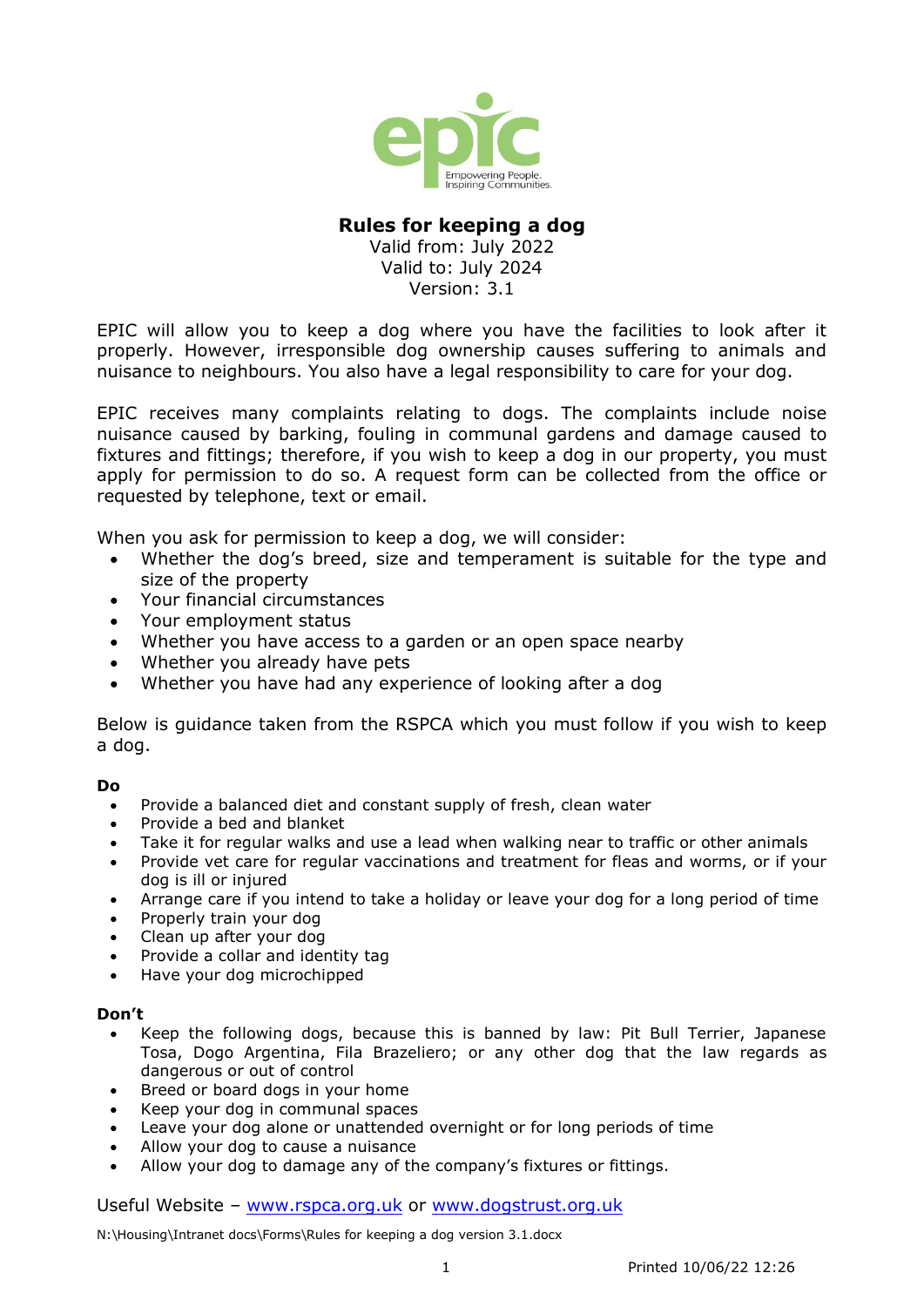# Rules for keeping a dog

Valid from: July 2022
Valid to: July 2024
Version: 3.1

EPIC will allow you to keep a dog where you have the facilities to look after it properly. However, irresponsible dog ownership causes suffering to animals and nuisance to neighbours. You also have a legal responsibility to care for your dog.

EPIC receives many complaints relating to dogs. The complaints include noise nuisance caused by barking, fouling in communal gardens and damage caused to fixtures and fittings; therefore, if you wish to keep a dog in our property, you must apply for permission to do so. A request form can be collected from the office or requested by telephone, text or email.

When you ask for permission to keep a dog, we will consider:

- Whether the dog's breed, size and temperament is suitable for the type and size of the property
- Your financial circumstances
- Your employment status
- Whether you have access to a garden or an open space nearby
- Whether you already have pets
- Whether you have had any experience of looking after a dog

Below is guidance taken from the RSPCA which you must follow if you wish to keep a dog.

**Do**

- Provide a balanced diet and constant supply of fresh, clean water
- Provide a bed and blanket
- Take it for regular walks and use a lead when walking near to traffic or other animals
- Provide vet care for regular vaccinations and treatment for fleas and worms, or if your dog is ill or injured
- Arrange care if you intend to take a holiday or leave your dog for a long period of time
- Properly train your dog
- Clean up after your dog
- Provide a collar and identity tag
- Have your dog microchipped

**Don't**

- Keep the following dogs, because this is banned by law: Pit Bull Terrier, Japanese Tosa, Dogo Argentina, Fila Brazeliero; or any other dog that the law regards as dangerous or out of control
- Breed or board dogs in your home
- Keep your dog in communal spaces
- Leave your dog alone or unattended overnight or for long periods of time
- Allow your dog to cause a nuisance
- Allow your dog to damage any of the company's fixtures or fittings.

Useful Website – www.rspca.org.uk or www.dogstrust.org.uk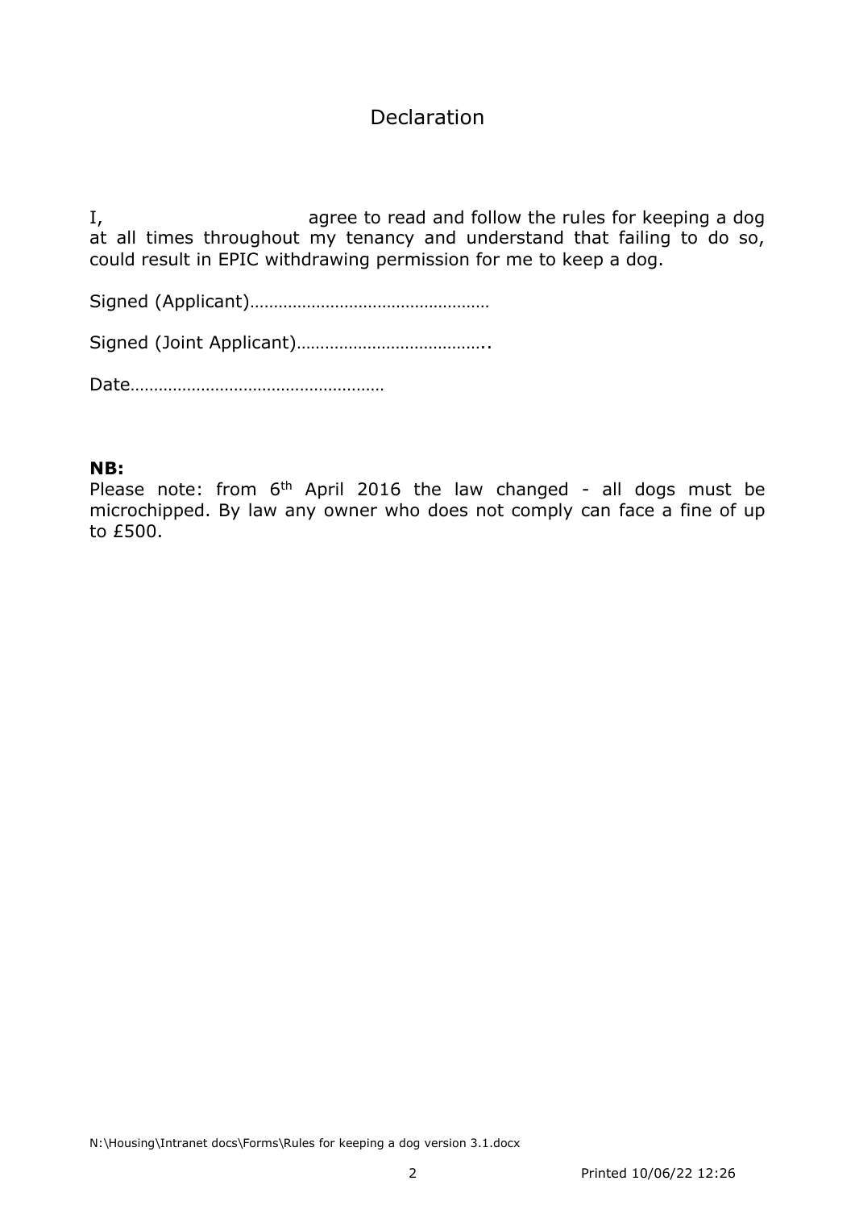# Declaration

I, agree to read and follow the rules for keeping a dog at all times throughout my tenancy and understand that failing to do so, could result in EPIC withdrawing permission for me to keep a dog.

Signed (Applicant)…………………………………………

Signed (Joint Applicant)………………………………..

Date……………………………………………

**NB:**
Please note: from 6th April 2016 the law changed - all dogs must be microchipped. By law any owner who does not comply can face a fine of up to £500.